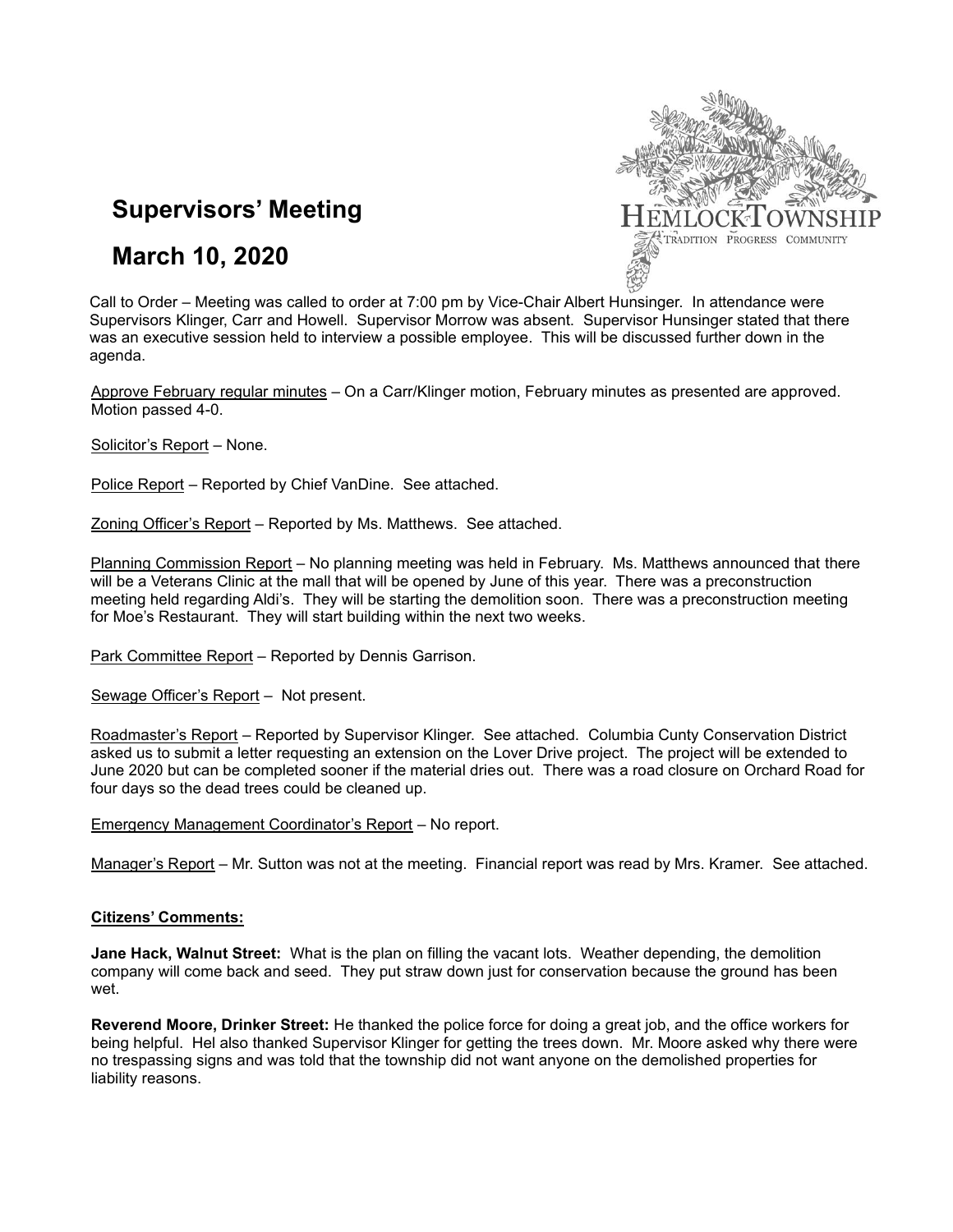# Supervisors' Meeting

# March 10, 2020

Call to Order – Meeting was called to order at 7:00 pm by Vice-Chair Albert Hunsinger. In attendance were Supervisors Klinger, Carr and Howell. Supervisor Morrow was absent. Supervisor Hunsinger stated that there was an executive session held to interview a possible employee. This will be discussed further down in the agenda.

Approve February regular minutes – On a Carr/Klinger motion, February minutes as presented are approved. Motion passed 4-0.

Solicitor's Report – None.

Police Report – Reported by Chief VanDine. See attached.

Zoning Officer's Report – Reported by Ms. Matthews. See attached.

Planning Commission Report – No planning meeting was held in February. Ms. Matthews announced that there will be a Veterans Clinic at the mall that will be opened by June of this year. There was a preconstruction meeting held regarding Aldi's. They will be starting the demolition soon. There was a preconstruction meeting for Moe's Restaurant. They will start building within the next two weeks.

Park Committee Report – Reported by Dennis Garrison.

Sewage Officer's Report – Not present.

Roadmaster's Report – Reported by Supervisor Klinger. See attached. Columbia Cunty Conservation District asked us to submit a letter requesting an extension on the Lover Drive project. The project will be extended to June 2020 but can be completed sooner if the material dries out. There was a road closure on Orchard Road for four days so the dead trees could be cleaned up.

Emergency Management Coordinator's Report – No report.

Manager's Report – Mr. Sutton was not at the meeting. Financial report was read by Mrs. Kramer. See attached.

**Citizens' Comments:**

**Jane Hack, Walnut Street:** What is the plan on filling the vacant lots. Weather depending, the demolition company will come back and seed. They put straw down just for conservation because the ground has been wet.

**Reverend Moore, Drinker Street:** He thanked the police force for doing a great job, and the office workers for being helpful. Hel also thanked Supervisor Klinger for getting the trees down. Mr. Moore asked why there were no trespassing signs and was told that the township did not want anyone on the demolished properties for liability reasons.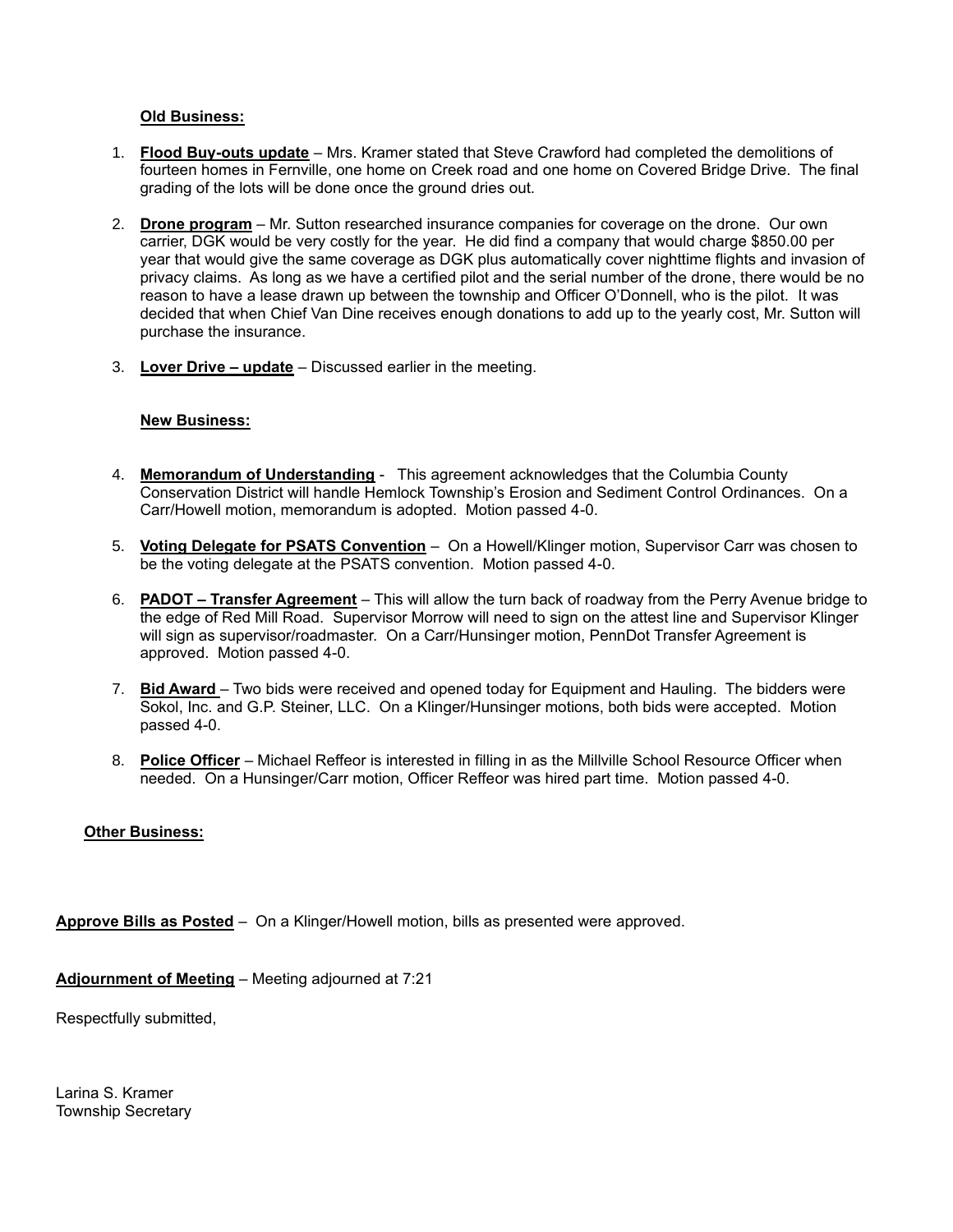**Old Business:**

1. **Flood Buy-outs update** – Mrs. Kramer stated that Steve Crawford had completed the demolitions of fourteen homes in Fernville, one home on Creek road and one home on Covered Bridge Drive. The final grading of the lots will be done once the ground dries out.

2. **Drone program** – Mr. Sutton researched insurance companies for coverage on the drone. Our own carrier, DGK would be very costly for the year. He did find a company that would charge $850.00 per year that would give the same coverage as DGK plus automatically cover nighttime flights and invasion of privacy claims. As long as we have a certified pilot and the serial number of the drone, there would be no reason to have a lease drawn up between the township and Officer O'Donnell, who is the pilot. It was decided that when Chief Van Dine receives enough donations to add up to the yearly cost, Mr. Sutton will purchase the insurance.

3. **Lover Drive – update** – Discussed earlier in the meeting.

**New Business:**

4. **Memorandum of Understanding** - This agreement acknowledges that the Columbia County Conservation District will handle Hemlock Township's Erosion and Sediment Control Ordinances. On a Carr/Howell motion, memorandum is adopted. Motion passed 4-0.

5. **Voting Delegate for PSATS Convention** – On a Howell/Klinger motion, Supervisor Carr was chosen to be the voting delegate at the PSATS convention. Motion passed 4-0.

6. **PADOT – Transfer Agreement** – This will allow the turn back of roadway from the Perry Avenue bridge to the edge of Red Mill Road. Supervisor Morrow will need to sign on the attest line and Supervisor Klinger will sign as supervisor/roadmaster. On a Carr/Hunsinger motion, PennDot Transfer Agreement is approved. Motion passed 4-0.

7. **Bid Award** – Two bids were received and opened today for Equipment and Hauling. The bidders were Sokol, Inc. and G.P. Steiner, LLC. On a Klinger/Hunsinger motions, both bids were accepted. Motion passed 4-0.

8. **Police Officer** – Michael Reffeor is interested in filling in as the Millville School Resource Officer when needed. On a Hunsinger/Carr motion, Officer Reffeor was hired part time. Motion passed 4-0.

**Other Business:**

**Approve Bills as Posted** – On a Klinger/Howell motion, bills as presented were approved.

**Adjournment of Meeting** – Meeting adjourned at 7:21

Respectfully submitted,

Larina S. Kramer
Township Secretary